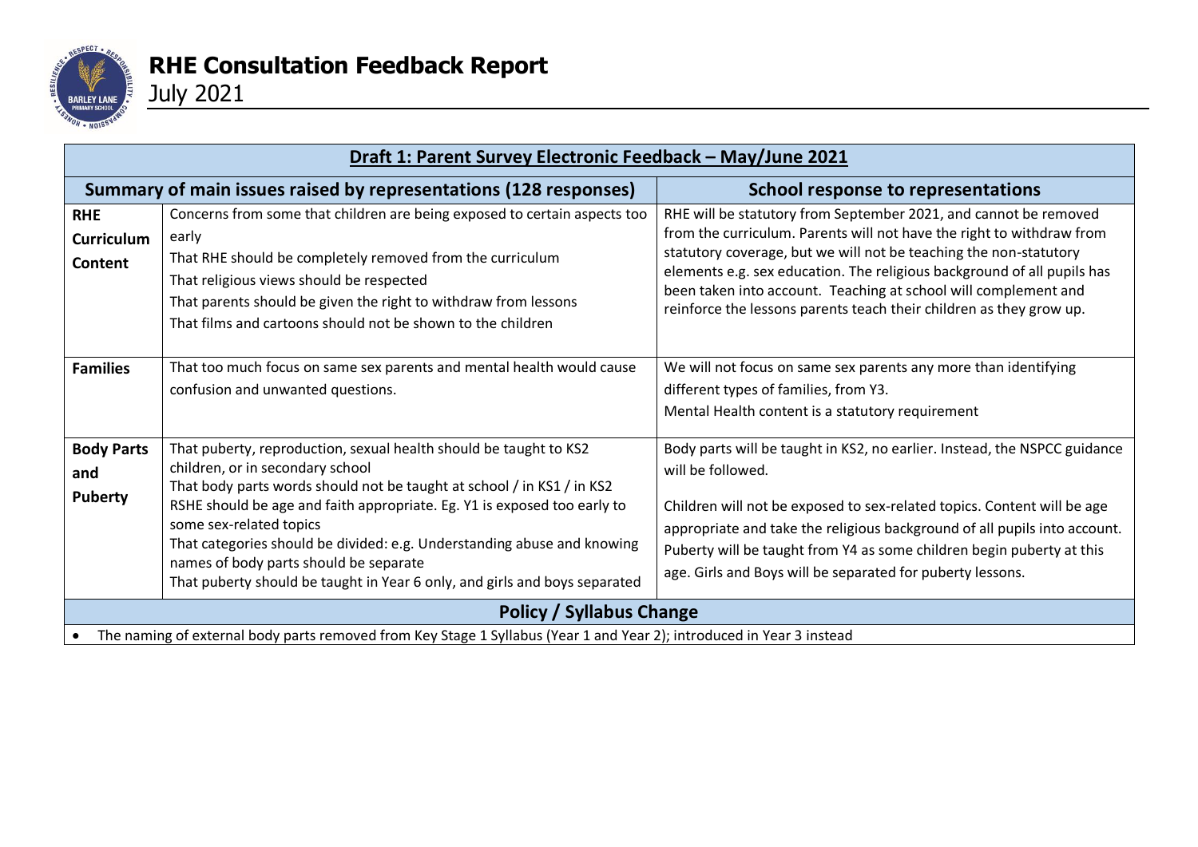# RHE Consultation Feedback Report

July 2021

| Draft 1: Parent Survey Electronic Feedback – May/June 2021 | | |
|---|---|---|
| **Summary of main issues raised by representations (128 responses)** | | **School response to representations** |
| **RHE Curriculum Content** | Concerns from some that children are being exposed to certain aspects too early<br>That RHE should be completely removed from the curriculum<br>That religious views should be respected<br>That parents should be given the right to withdraw from lessons<br>That films and cartoons should not be shown to the children | RHE will be statutory from September 2021, and cannot be removed from the curriculum. Parents will not have the right to withdraw from statutory coverage, but we will not be teaching the non-statutory elements e.g. sex education. The religious background of all pupils has been taken into account. Teaching at school will complement and reinforce the lessons parents teach their children as they grow up. |
| **Families** | That too much focus on same sex parents and mental health would cause confusion and unwanted questions. | We will not focus on same sex parents any more than identifying different types of families, from Y3.<br>Mental Health content is a statutory requirement |
| **Body Parts and Puberty** | That puberty, reproduction, sexual health should be taught to KS2 children, or in secondary school<br>That body parts words should not be taught at school / in KS1 / in KS2<br>RSHE should be age and faith appropriate. Eg. Y1 is exposed too early to some sex-related topics<br>That categories should be divided: e.g. Understanding abuse and knowing names of body parts should be separate<br>That puberty should be taught in Year 6 only, and girls and boys separated | Body parts will be taught in KS2, no earlier. Instead, the NSPCC guidance will be followed.<br><br>Children will not be exposed to sex-related topics. Content will be age appropriate and take the religious background of all pupils into account. Puberty will be taught from Y4 as some children begin puberty at this age. Girls and Boys will be separated for puberty lessons. |
| **Policy / Syllabus Change** | | |
| • The naming of external body parts removed from Key Stage 1 Syllabus (Year 1 and Year 2); introduced in Year 3 instead | | |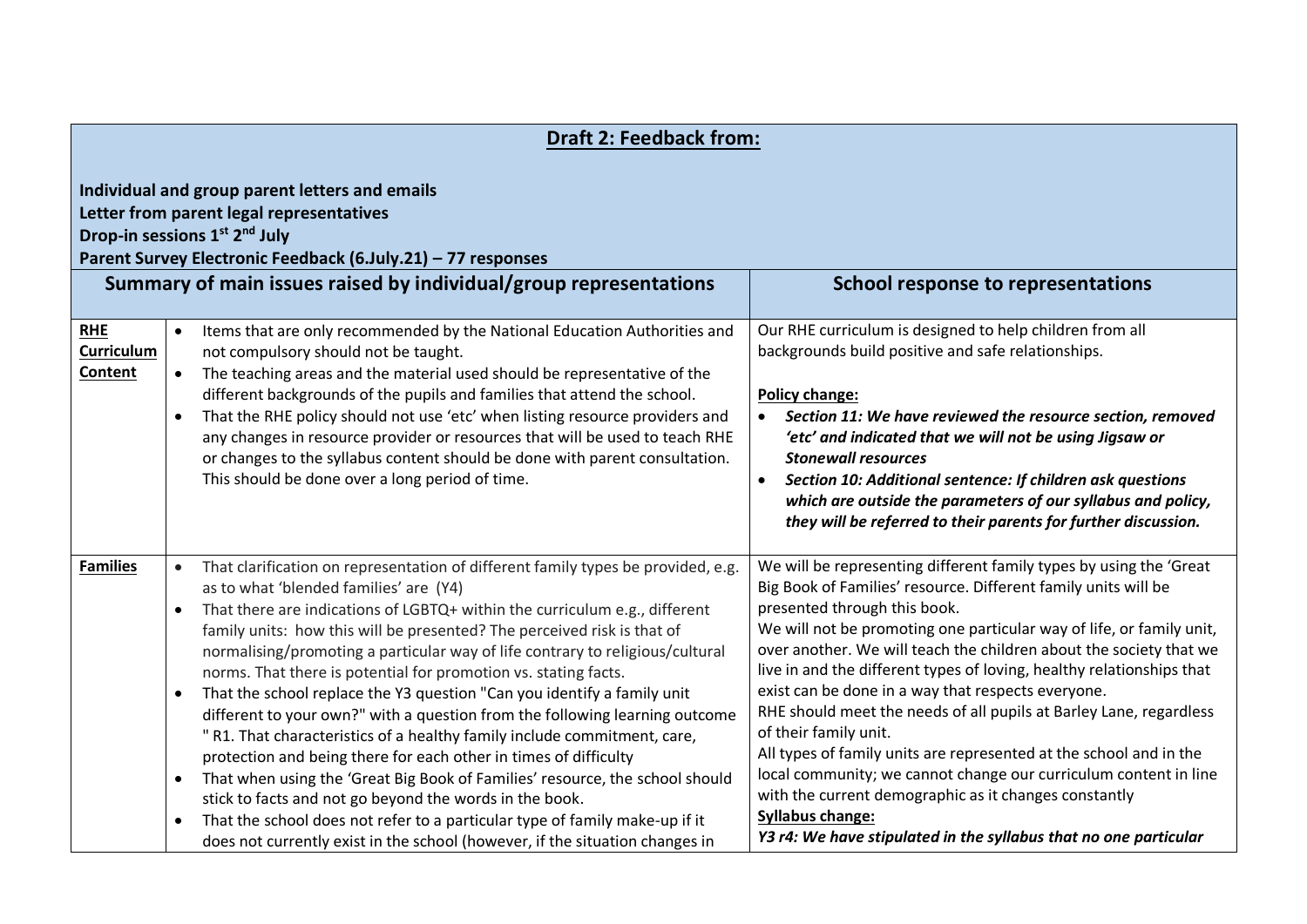| **Draft 2: Feedback from:**<br><br>**Individual and group parent letters and emails**<br>**Letter from parent legal representatives**<br>**Drop-in sessions 1st 2nd July**<br>**Parent Survey Electronic Feedback (6.July.21) – 77 responses** | | |
|---|---|---|
| **Summary of main issues raised by individual/group representations** | | **School response to representations** |
| **RHE Curriculum Content** | • Items that are only recommended by the National Education Authorities and not compulsory should not be taught.<br>• The teaching areas and the material used should be representative of the different backgrounds of the pupils and families that attend the school.<br>• That the RHE policy should not use 'etc' when listing resource providers and any changes in resource provider or resources that will be used to teach RHE or changes to the syllabus content should be done with parent consultation. This should be done over a long period of time. | Our RHE curriculum is designed to help children from all backgrounds build positive and safe relationships.<br><br>**Policy change:**<br>• ***Section 11: We have reviewed the resource section, removed 'etc' and indicated that we will not be using Jigsaw or Stonewall resources***<br>• ***Section 10: Additional sentence: If children ask questions which are outside the parameters of our syllabus and policy, they will be referred to their parents for further discussion.*** |
| **Families** | • That clarification on representation of different family types be provided, e.g. as to what 'blended families' are (Y4)<br>• That there are indications of LGBTQ+ within the curriculum e.g., different family units: how this will be presented? The perceived risk is that of normalising/promoting a particular way of life contrary to religious/cultural norms. That there is potential for promotion vs. stating facts.<br>• That the school replace the Y3 question "Can you identify a family unit different to your own?" with a question from the following learning outcome " R1. That characteristics of a healthy family include commitment, care, protection and being there for each other in times of difficulty<br>• That when using the 'Great Big Book of Families' resource, the school should stick to facts and not go beyond the words in the book.<br>• That the school does not refer to a particular type of family make-up if it does not currently exist in the school (however, if the situation changes in | We will be representing different family types by using the 'Great Big Book of Families' resource. Different family units will be presented through this book.<br>We will not be promoting one particular way of life, or family unit, over another. We will teach the children about the society that we live in and the different types of loving, healthy relationships that exist can be done in a way that respects everyone.<br>RHE should meet the needs of all pupils at Barley Lane, regardless of their family unit.<br>All types of family units are represented at the school and in the local community; we cannot change our curriculum content in line with the current demographic as it changes constantly<br>**Syllabus change:**<br>***Y3 r4: We have stipulated in the syllabus that no one particular*** |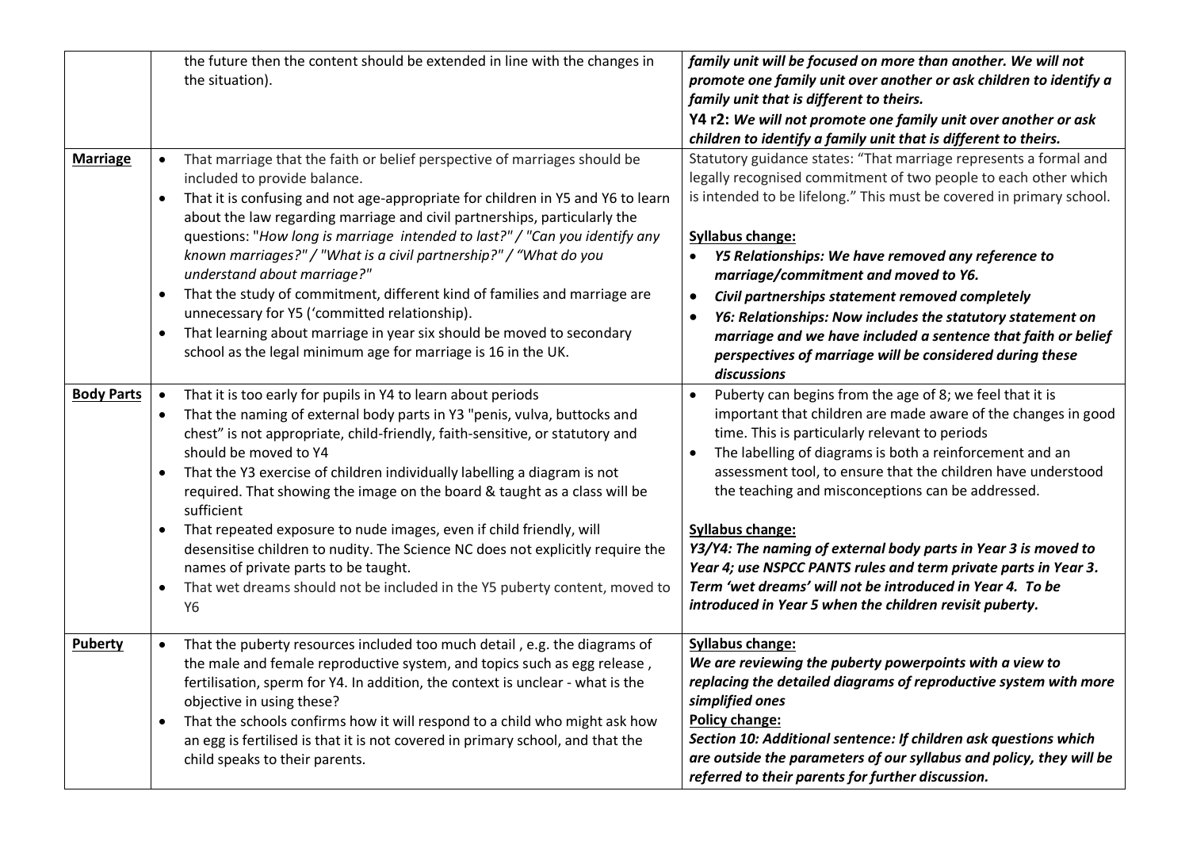| | | |
|---|---|---|
| | the future then the content should be extended in line with the changes in the situation). | ***family unit will be focused on more than another. We will not promote one family unit over another or ask children to identify a family unit that is different to theirs.*** <br> **Y4 r2:** ***We will not promote one family unit over another or ask children to identify a family unit that is different to theirs.*** |
| **Marriage** | • That marriage that the faith or belief perspective of marriages should be included to provide balance. <br> • That it is confusing and not age-appropriate for children in Y5 and Y6 to learn about the law regarding marriage and civil partnerships, particularly the questions: "*How long is marriage intended to last?" / "Can you identify any known marriages?" / "What is a civil partnership?" / "What do you understand about marriage?"* <br> • That the study of commitment, different kind of families and marriage are unnecessary for Y5 ('committed relationship). <br> • That learning about marriage in year six should be moved to secondary school as the legal minimum age for marriage is 16 in the UK. | Statutory guidance states: "That marriage represents a formal and legally recognised commitment of two people to each other which is intended to be lifelong." This must be covered in primary school. <br><br> **Syllabus change:** <br> • ***Y5 Relationships: We have removed any reference to marriage/commitment and moved to Y6.*** <br> • ***Civil partnerships statement removed completely*** <br> • ***Y6: Relationships: Now includes the statutory statement on marriage and we have included a sentence that faith or belief perspectives of marriage will be considered during these discussions*** |
| **Body Parts** | • That it is too early for pupils in Y4 to learn about periods <br> • That the naming of external body parts in Y3 "penis, vulva, buttocks and chest" is not appropriate, child-friendly, faith-sensitive, or statutory and should be moved to Y4 <br> • That the Y3 exercise of children individually labelling a diagram is not required. That showing the image on the board & taught as a class will be sufficient <br> • That repeated exposure to nude images, even if child friendly, will desensitise children to nudity. The Science NC does not explicitly require the names of private parts to be taught. <br> • That wet dreams should not be included in the Y5 puberty content, moved to Y6 | • Puberty can begins from the age of 8; we feel that it is important that children are made aware of the changes in good time. This is particularly relevant to periods <br> • The labelling of diagrams is both a reinforcement and an assessment tool, to ensure that the children have understood the teaching and misconceptions can be addressed. <br><br> **Syllabus change:** <br> ***Y3/Y4: The naming of external body parts in Year 3 is moved to Year 4; use NSPCC PANTS rules and term private parts in Year 3. Term 'wet dreams' will not be introduced in Year 4. To be introduced in Year 5 when the children revisit puberty.*** |
| **Puberty** | • That the puberty resources included too much detail , e.g. the diagrams of the male and female reproductive system, and topics such as egg release , fertilisation, sperm for Y4. In addition, the context is unclear - what is the objective in using these? <br> • That the schools confirms how it will respond to a child who might ask how an egg is fertilised is that it is not covered in primary school, and that the child speaks to their parents. | **Syllabus change:** <br> ***We are reviewing the puberty powerpoints with a view to replacing the detailed diagrams of reproductive system with more simplified ones*** <br> **Policy change:** <br> ***Section 10: Additional sentence: If children ask questions which are outside the parameters of our syllabus and policy, they will be referred to their parents for further discussion.*** |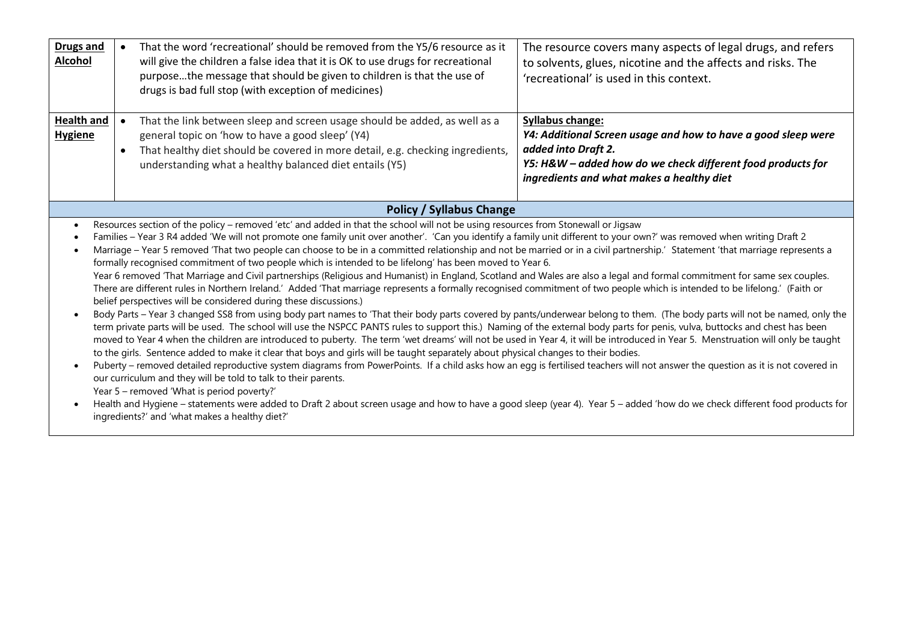| | | |
|---|---|---|
| **Drugs and Alcohol** | • That the word 'recreational' should be removed from the Y5/6 resource as it will give the children a false idea that it is OK to use drugs for recreational purpose…the message that should be given to children is that the use of drugs is bad full stop (with exception of medicines) | The resource covers many aspects of legal drugs, and refers to solvents, glues, nicotine and the affects and risks. The 'recreational' is used in this context. |
| **Health and Hygiene** | • That the link between sleep and screen usage should be added, as well as a general topic on 'how to have a good sleep' (Y4)<br>• That healthy diet should be covered in more detail, e.g. checking ingredients, understanding what a healthy balanced diet entails (Y5) | **Syllabus change:**<br>***Y4: Additional Screen usage and how to have a good sleep were added into Draft 2.***<br>***Y5: H&W – added how do we check different food products for ingredients and what makes a healthy diet*** |

**Policy / Syllabus Change**

- Resources section of the policy – removed 'etc' and added in that the school will not be using resources from Stonewall or Jigsaw
- Families – Year 3 R4 added 'We will not promote one family unit over another'. 'Can you identify a family unit different to your own?' was removed when writing Draft 2
- Marriage – Year 5 removed 'That two people can choose to be in a committed relationship and not be married or in a civil partnership.' Statement 'that marriage represents a formally recognised commitment of two people which is intended to be lifelong' has been moved to Year 6.
  Year 6 removed 'That Marriage and Civil partnerships (Religious and Humanist) in England, Scotland and Wales are also a legal and formal commitment for same sex couples. There are different rules in Northern Ireland.' Added 'That marriage represents a formally recognised commitment of two people which is intended to be lifelong.' (Faith or belief perspectives will be considered during these discussions.)
- Body Parts – Year 3 changed SS8 from using body part names to 'That their body parts covered by pants/underwear belong to them. (The body parts will not be named, only the term private parts will be used. The school will use the NSPCC PANTS rules to support this.) Naming of the external body parts for penis, vulva, buttocks and chest has been moved to Year 4 when the children are introduced to puberty. The term 'wet dreams' will not be used in Year 4, it will be introduced in Year 5. Menstruation will only be taught to the girls. Sentence added to make it clear that boys and girls will be taught separately about physical changes to their bodies.
- Puberty – removed detailed reproductive system diagrams from PowerPoints. If a child asks how an egg is fertilised teachers will not answer the question as it is not covered in our curriculum and they will be told to talk to their parents.
  Year 5 – removed 'What is period poverty?'
- Health and Hygiene – statements were added to Draft 2 about screen usage and how to have a good sleep (year 4). Year 5 – added 'how do we check different food products for ingredients?' and 'what makes a healthy diet?'